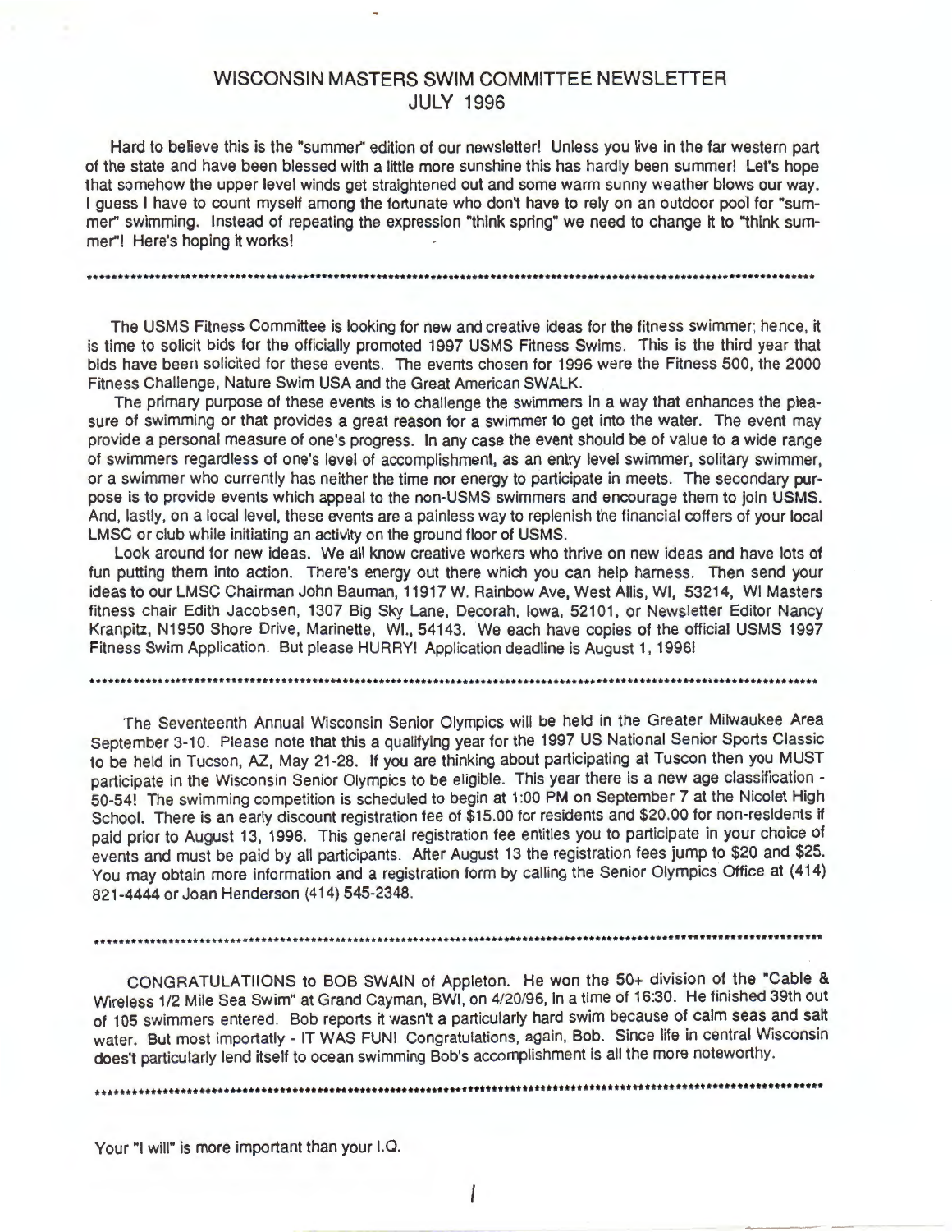# WISCONSIN MASTERS SWIM COMMITTEE NEWSLETTER
## JULY 1996

Hard to believe this is the "summer" edition of our newsletter! Unless you live in the far western part of the state and have been blessed with a little more sunshine this has hardly been summer! Let's hope that somehow the upper level winds get straightened out and some warm sunny weather blows our way. I guess I have to count myself among the fortunate who don't have to rely on an outdoor pool for "summer" swimming. Instead of repeating the expression "think spring" we need to change it to "think summer"! Here's hoping it works!

---

The USMS Fitness Committee is looking for new and creative ideas for the fitness swimmer; hence, it is time to solicit bids for the officially promoted 1997 USMS Fitness Swims. This is the third year that bids have been solicited for these events. The events chosen for 1996 were the Fitness 500, the 2000 Fitness Challenge, Nature Swim USA and the Great American SWALK.

The primary purpose of these events is to challenge the swimmers in a way that enhances the pleasure of swimming or that provides a great reason for a swimmer to get into the water. The event may provide a personal measure of one's progress. In any case the event should be of value to a wide range of swimmers regardless of one's level of accomplishment, as an entry level swimmer, solitary swimmer, or a swimmer who currently has neither the time nor energy to participate in meets. The secondary purpose is to provide events which appeal to the non-USMS swimmers and encourage them to join USMS. And, lastly, on a local level, these events are a painless way to replenish the financial coffers of your local LMSC or club while initiating an activity on the ground floor of USMS.

Look around for new ideas. We all know creative workers who thrive on new ideas and have lots of fun putting them into action. There's energy out there which you can help harness. Then send your ideas to our LMSC Chairman John Bauman, 11917 W. Rainbow Ave, West Allis, WI, 53214, WI Masters fitness chair Edith Jacobsen, 1307 Big Sky Lane, Decorah, Iowa, 52101, or Newsletter Editor Nancy Kranpitz, N1950 Shore Drive, Marinette, WI., 54143. We each have copies of the official USMS 1997 Fitness Swim Application. But please HURRY! Application deadline is August 1, 1996!

---

The Seventeenth Annual Wisconsin Senior Olympics will be held in the Greater Milwaukee Area September 3-10. Please note that this a qualifying year for the 1997 US National Senior Sports Classic to be held in Tucson, AZ, May 21-28. If you are thinking about participating at Tuscon then you MUST participate in the Wisconsin Senior Olympics to be eligible. This year there is a new age classification - 50-54! The swimming competition is scheduled to begin at 1:00 PM on September 7 at the Nicolet High School. There is an early discount registration fee of $15.00 for residents and $20.00 for non-residents if paid prior to August 13, 1996. This general registration fee entitles you to participate in your choice of events and must be paid by all participants. After August 13 the registration fees jump to $20 and $25. You may obtain more information and a registration form by calling the Senior Olympics Office at (414) 821-4444 or Joan Henderson (414) 545-2348.

---

CONGRATULATIIONS to BOB SWAIN of Appleton. He won the 50+ division of the "Cable & Wireless 1/2 Mile Sea Swim" at Grand Cayman, BWI, on 4/20/96, in a time of 16:30. He finished 39th out of 105 swimmers entered. Bob reports it wasn't a particularly hard swim because of calm seas and salt water. But most importatly - IT WAS FUN! Congratulations, again, Bob. Since life in central Wisconsin does't particularly lend itself to ocean swimming Bob's accomplishment is all the more noteworthy.

---

Your "I will" is more important than your I.Q.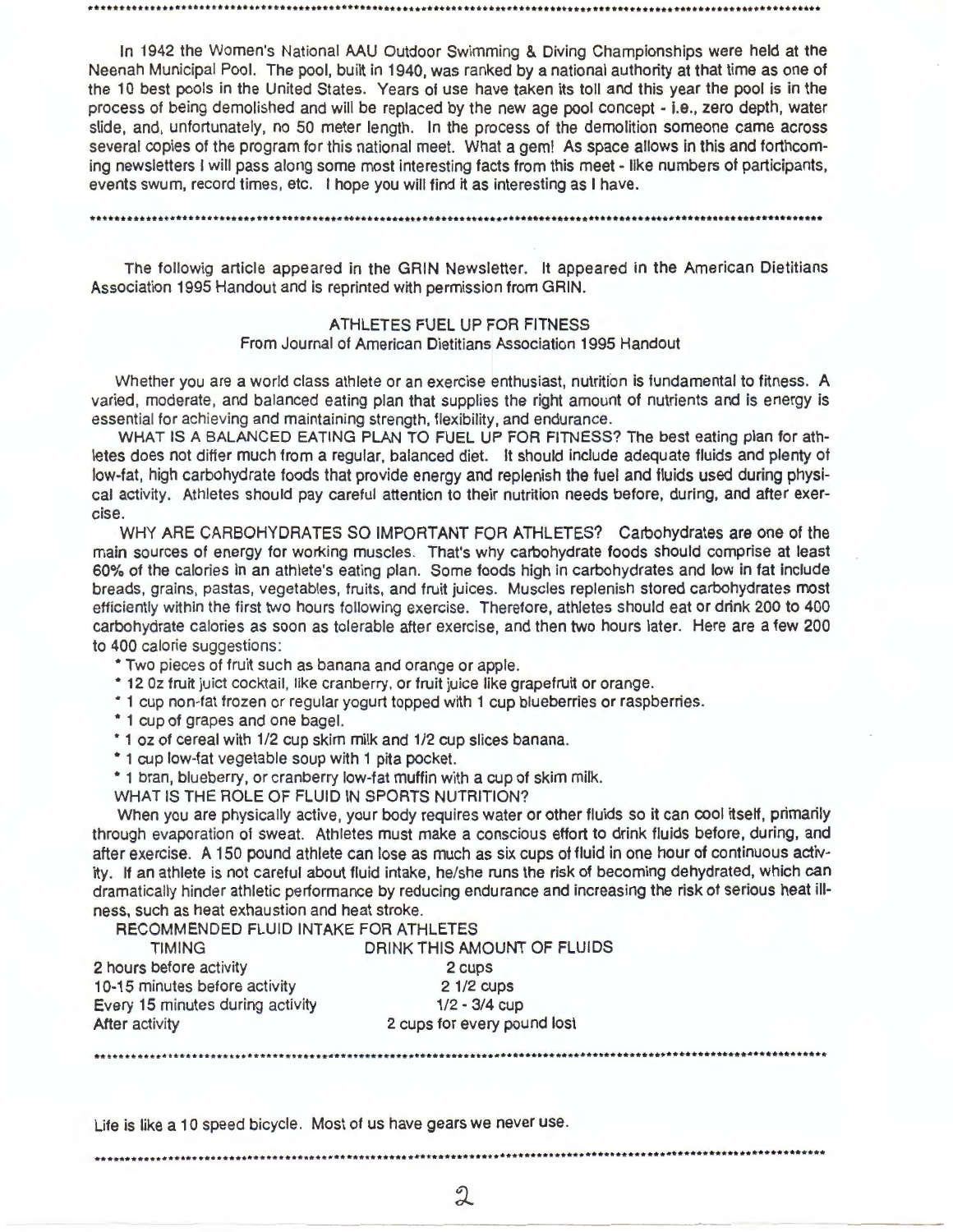In 1942 the Women's National AAU Outdoor Swimming & Diving Championships were held at the Neenah Municipal Pool. The pool, built in 1940, was ranked by a national authority at that time as one of the 10 best pools in the United States. Years of use have taken its toll and this year the pool is in the process of being demolished and will be replaced by the new age pool concept - i.e., zero depth, water slide, and, unfortunately, no 50 meter length. In the process of the demolition someone came across several copies of the program for this national meet. What a gem! As space allows in this and forthcoming newsletters I will pass along some most interesting facts from this meet - like numbers of participants, events swum, record times, etc. I hope you will find it as interesting as I have.

---

The followig article appeared in the GRIN Newsletter. It appeared in the American Dietitians Association 1995 Handout and is reprinted with permission from GRIN.

### ATHLETES FUEL UP FOR FITNESS

From Journal of American Dietitians Association 1995 Handout

Whether you are a world class athlete or an exercise enthusiast, nutrition is fundamental to fitness. A varied, moderate, and balanced eating plan that supplies the right amount of nutrients and is energy is essential for achieving and maintaining strength, flexibility, and endurance.

WHAT IS A BALANCED EATING PLAN TO FUEL UP FOR FITNESS? The best eating plan for athletes does not differ much from a regular, balanced diet. It should include adequate fluids and plenty of low-fat, high carbohydrate foods that provide energy and replenish the fuel and fluids used during physical activity. Athletes should pay careful attention to their nutrition needs before, during, and after exercise.

WHY ARE CARBOHYDRATES SO IMPORTANT FOR ATHLETES? Carbohydrates are one of the main sources of energy for working muscles. That's why carbohydrate foods should comprise at least 60% of the calories in an athlete's eating plan. Some foods high in carbohydrates and low in fat include breads, grains, pastas, vegetables, fruits, and fruit juices. Muscles replenish stored carbohydrates most efficiently within the first two hours following exercise. Therefore, athletes should eat or drink 200 to 400 carbohydrate calories as soon as tolerable after exercise, and then two hours later. Here are a few 200 to 400 calorie suggestions:

* Two pieces of fruit such as banana and orange or apple.
* 12 0z fruit juict cocktail, like cranberry, or fruit juice like grapefruit or orange.
* 1 cup non-fat frozen or regular yogurt topped with 1 cup blueberries or raspberries.
* 1 cup of grapes and one bagel.
* 1 oz of cereal with 1/2 cup skim milk and 1/2 cup slices banana.
* 1 cup low-fat vegetable soup with 1 pita pocket.
* 1 bran, blueberry, or cranberry low-fat muffin with a cup of skim milk.

WHAT IS THE ROLE OF FLUID IN SPORTS NUTRITION?

When you are physically active, your body requires water or other fluids so it can cool itself, primarily through evaporation of sweat. Athletes must make a conscious effort to drink fluids before, during, and after exercise. A 150 pound athlete can lose as much as six cups of fluid in one hour of continuous activity. If an athlete is not careful about fluid intake, he/she runs the risk of becoming dehydrated, which can dramatically hinder athletic performance by reducing endurance and increasing the risk of serious heat illness, such as heat exhaustion and heat stroke.

RECOMMENDED FLUID INTAKE FOR ATHLETES

| TIMING | DRINK THIS AMOUNT OF FLUIDS |
|---|---|
| 2 hours before activity | 2 cups |
| 10-15 minutes before activity | 2 1/2 cups |
| Every 15 minutes during activity | 1/2 - 3/4 cup |
| After activity | 2 cups for every pound lost |

---

Life is like a 10 speed bicycle. Most of us have gears we never use.

---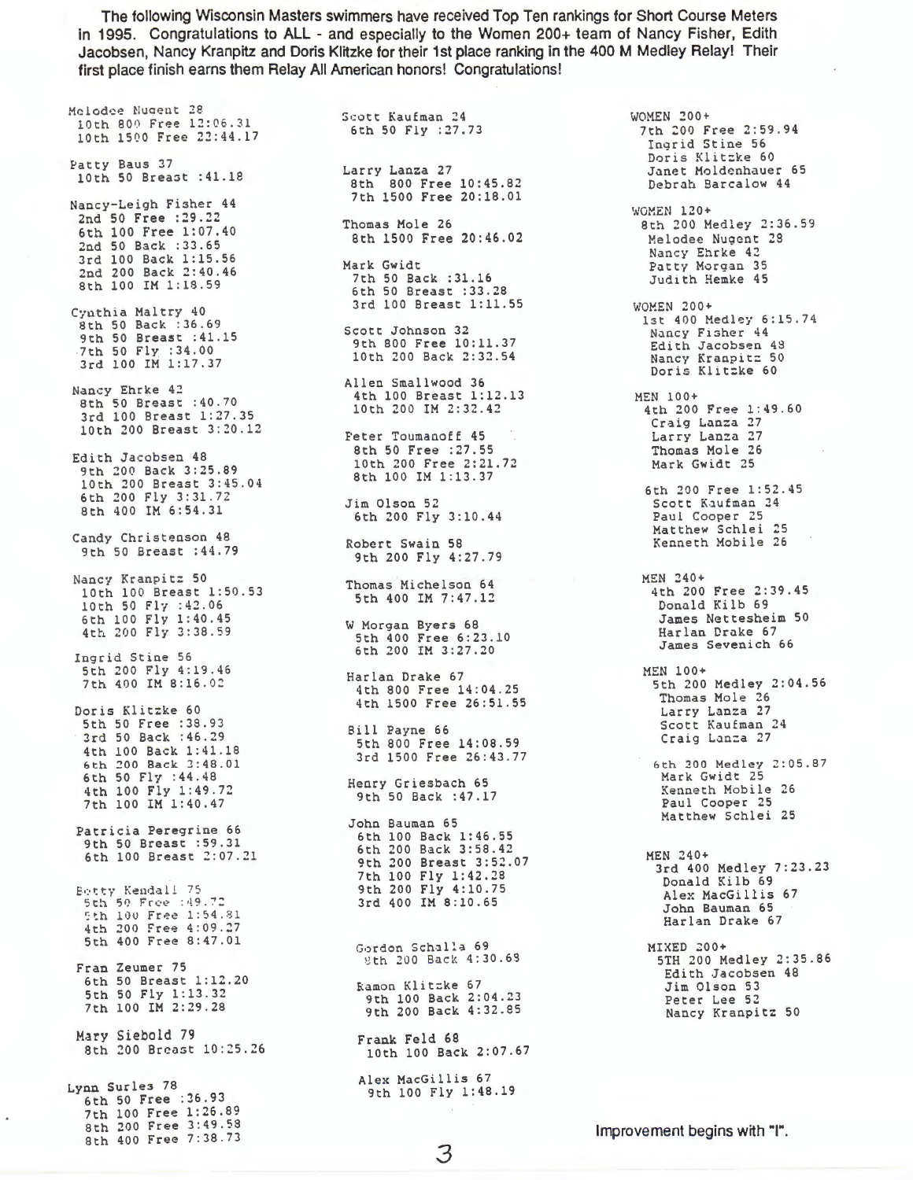**The following Wisconsin Masters swimmers have received Top Ten rankings for Short Course Meters in 1995. Congratulations to ALL - and especially to the Women 200+ team of Nancy Fisher, Edith Jacobsen, Nancy Kranpitz and Doris Klitzke for their 1st place ranking in the 400 M Medley Relay! Their first place finish earns them Relay All American honors! Congratulations!**

Melodee Nugent 28
10th 800 Free 12:06.31
10th 1500 Free 22:44.17

Patty Baus 37
10th 50 Breast :41.18

Nancy-Leigh Fisher 44
2nd 50 Free :29.22
6th 100 Free 1:07.40
2nd 50 Back :33.65
3rd 100 Back 1:15.56
2nd 200 Back 2:40.46
8th 100 IM 1:18.59

Cynthia Maltry 40
8th 50 Back :36.69
9th 50 Breast :41.15
7th 50 Fly :34.00
3rd 100 IM 1:17.37

Nancy Ehrke 42
8th 50 Breast :40.70
3rd 100 Breast 1:27.35
10th 200 Breast 3:20.12

Edith Jacobsen 48
9th 200 Back 3:25.89
10th 200 Breast 3:45.04
6th 200 Fly 3:31.72
8th 400 IM 6:54.31

Candy Christenson 48
9th 50 Breast :44.79

Nancy Kranpitz 50
10th 100 Breast 1:50.53
10th 50 Fly :42.06
6th 100 Fly 1:40.45
4th 200 Fly 3:38.59

Ingrid Stine 56
5th 200 Fly 4:19.46
7th 400 IM 8:16.02

Doris Klitzke 60
5th 50 Free :38.93
3rd 50 Back :46.29
4th 100 Back 1:41.18
6th 200 Back 3:48.01
6th 50 Fly :44.48
4th 100 Fly 1:49.72
7th 100 IM 1:40.47

Patricia Peregrine 66
9th 50 Breast :59.31
6th 100 Breast 2:07.21

Betty Kendall 75
5th 50 Free :49.72
5th 100 Free 1:54.81
4th 200 Free 4:09.27
5th 400 Free 8:47.01

Fran Zeumer 75
6th 50 Breast 1:12.20
5th 50 Fly 1:13.32
7th 100 IM 2:29.28

Mary Siebold 79
8th 200 Breast 10:25.26

Lynn Surles 78
6th 50 Free :36.93
7th 100 Free 1:26.89
8th 200 Free 3:49.58
8th 400 Free 7:38.73

Scott Kaufman 24
6th 50 Fly :27.73

Larry Lanza 27
8th 800 Free 10:45.82
7th 1500 Free 20:18.01

Thomas Mole 26
8th 1500 Free 20:46.02

Mark Gwidt
7th 50 Back :31.16
6th 50 Breast :33.28
3rd 100 Breast 1:11.55

Scott Johnson 32
9th 800 Free 10:11.37
10th 200 Back 2:32.54

Allen Smallwood 36
4th 100 Breast 1:12.13
10th 200 IM 2:32.42

Peter Toumanoff 45
8th 50 Free :27.55
10th 200 Free 2:21.72
8th 100 IM 1:13.37

Jim Olson 52
6th 200 Fly 3:10.44

Robert Swain 58
9th 200 Fly 4:27.79

Thomas Michelson 64
5th 400 IM 7:47.12

W Morgan Byers 68
5th 400 Free 6:23.10
6th 200 IM 3:27.20

Harlan Drake 67
4th 800 Free 14:04.25
4th 1500 Free 26:51.55

Bill Payne 66
5th 800 Free 14:08.59
3rd 1500 Free 26:43.77

Henry Griesbach 65
9th 50 Back :47.17

John Bauman 65
6th 100 Back 1:46.55
6th 200 Back 3:58.42
9th 200 Breast 3:52.07
7th 100 Fly 1:42.28
9th 200 Fly 4:10.75
3rd 400 IM 8:10.65

Gordon Schalla 69
9th 200 Back 4:30.69

Ramon Klitzke 67
9th 100 Back 2:04.23
9th 200 Back 4:32.85

Frank Feld 68
10th 100 Back 2:07.67

Alex MacGillis 67
9th 100 Fly 1:48.19

WOMEN 200+
7th 200 Free 2:59.94
Ingrid Stine 56
Doris Klitzke 60
Janet Moldenhauer 65
Debrah Barcalow 44

WOMEN 120+
8th 200 Medley 2:36.59
Melodee Nugent 28
Nancy Ehrke 42
Patty Morgan 35
Judith Hemke 45

WOMEN 200+
1st 400 Medley 6:15.74
Nancy Fisher 44
Edith Jacobsen 48
Nancy Kranpitz 50
Doris Klitzke 60

MEN 100+
4th 200 Free 1:49.60
Craig Lanza 27
Larry Lanza 27
Thomas Mole 26
Mark Gwidt 25

6th 200 Free 1:52.45
Scott Kaufman 24
Paul Cooper 25
Matthew Schlei 25
Kenneth Mobile 26

MEN 240+
4th 200 Free 2:39.45
Donald Kilb 69
James Nettesheim 50
Harlan Drake 67
James Sevenich 66

MEN 100+
5th 200 Medley 2:04.56
Thomas Mole 26
Larry Lanza 27
Scott Kaufman 24
Craig Lanza 27

6th 200 Medley 2:05.87
Mark Gwidt 25
Kenneth Mobile 26
Paul Cooper 25
Matthew Schlei 25

MEN 240+
3rd 400 Medley 7:23.23
Donald Kilb 69
Alex MacGillis 67
John Bauman 65
Harlan Drake 67

MIXED 200+
5TH 200 Medley 2:35.86
Edith Jacobsen 48
Jim Olson 53
Peter Lee 52
Nancy Kranpitz 50

Improvement begins with "I".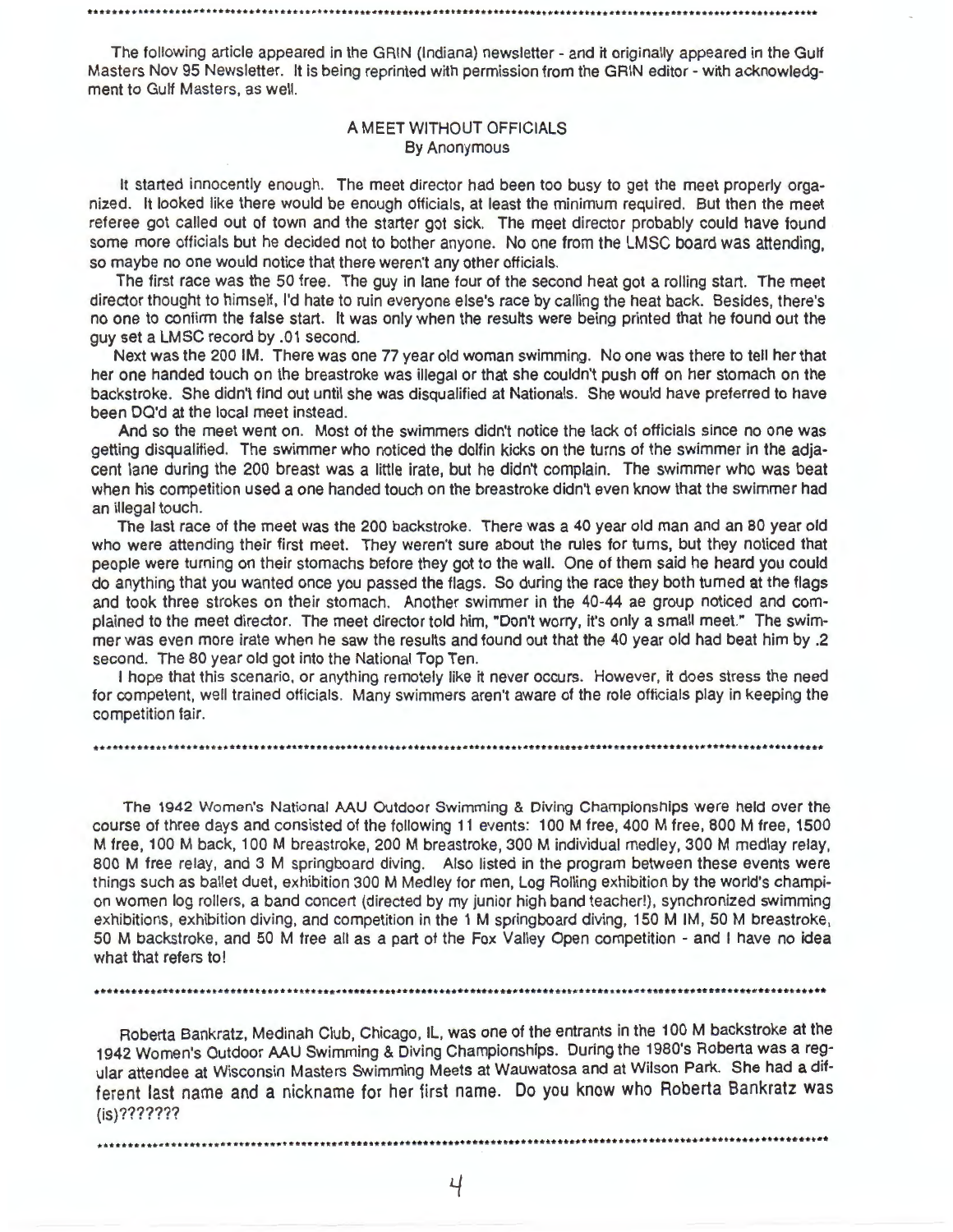The following article appeared in the GRIN (Indiana) newsletter - and it originally appeared in the Gulf Masters Nov 95 Newsletter. It is being reprinted with permission from the GRIN editor - with acknowledgment to Gulf Masters, as well.

## A MEET WITHOUT OFFICIALS
### By Anonymous

It started innocently enough. The meet director had been too busy to get the meet properly organized. It looked like there would be enough officials, at least the minimum required. But then the meet referee got called out of town and the starter got sick. The meet director probably could have found some more officials but he decided not to bother anyone. No one from the LMSC board was attending, so maybe no one would notice that there weren't any other officials.

The first race was the 50 free. The guy in lane four of the second heat got a rolling start. The meet director thought to himself, I'd hate to ruin everyone else's race by calling the heat back. Besides, there's no one to confirm the false start. It was only when the results were being printed that he found out the guy set a LMSC record by .01 second.

Next was the 200 IM. There was one 77 year old woman swimming. No one was there to tell her that her one handed touch on the breastroke was illegal or that she couldn't push off on her stomach on the backstroke. She didn't find out until she was disqualified at Nationals. She would have preferred to have been DQ'd at the local meet instead.

And so the meet went on. Most of the swimmers didn't notice the lack of officials since no one was getting disqualified. The swimmer who noticed the dolfin kicks on the turns of the swimmer in the adjacent lane during the 200 breast was a little irate, but he didn't complain. The swimmer who was beat when his competition used a one handed touch on the breastroke didn't even know that the swimmer had an illegal touch.

The last race of the meet was the 200 backstroke. There was a 40 year old man and an 80 year old who were attending their first meet. They weren't sure about the rules for turns, but they noticed that people were turning on their stomachs before they got to the wall. One of them said he heard you could do anything that you wanted once you passed the flags. So during the race they both turned at the flags and took three strokes on their stomach. Another swimmer in the 40-44 ae group noticed and complained to the meet director. The meet director told him, "Don't worry, it's only a small meet." The swimmer was even more irate when he saw the results and found out that the 40 year old had beat him by .2 second. The 80 year old got into the National Top Ten.

I hope that this scenario, or anything remotely like it never occurs. However, it does stress the need for competent, well trained officials. Many swimmers aren't aware of the role officials play in keeping the competition fair.

---

The 1942 Women's National AAU Outdoor Swimming & Diving Championships were held over the course of three days and consisted of the following 11 events: 100 M free, 400 M free, 800 M free, 1500 M free, 100 M back, 100 M breastroke, 200 M breastroke, 300 M individual medley, 300 M mediay relay, 800 M free relay, and 3 M springboard diving. Also listed in the program between these events were things such as ballet duet, exhibition 300 M Medley for men, Log Rolling exhibition by the world's champion women log rollers, a band concert (directed by my junior high band teacher!), synchronized swimming exhibitions, exhibition diving, and competition in the 1 M springboard diving, 150 M IM, 50 M breastroke, 50 M backstroke, and 50 M free all as a part of the Fox Valley Open competition - and I have no idea what that refers to!

---

Roberta Bankratz, Medinah Club, Chicago, IL, was one of the entrants in the 100 M backstroke at the 1942 Women's Outdoor AAU Swimming & Diving Championships. During the 1980's Roberta was a regular attendee at Wisconsin Masters Swimming Meets at Wauwatosa and at Wilson Park. She had a different last name and a nickname for her first name. Do you know who Roberta Bankratz was (is)???????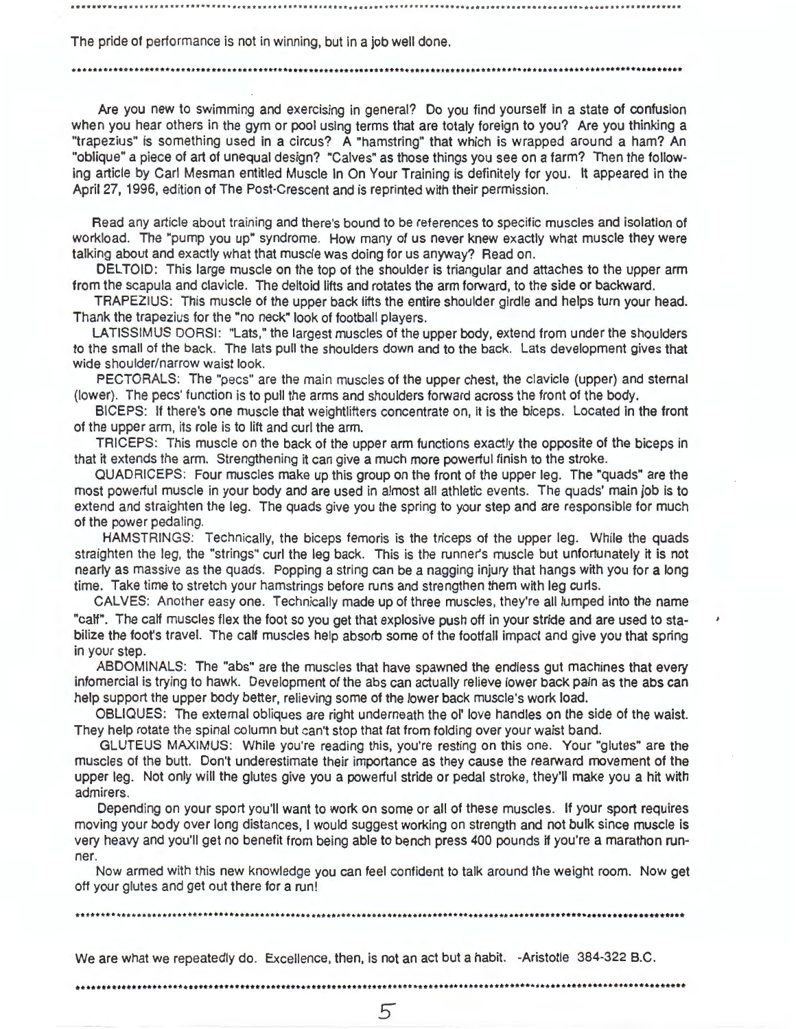The pride of performance is not in winning, but in a job well done.

---

Are you new to swimming and exercising in general? Do you find yourself in a state of confusion when you hear others in the gym or pool using terms that are totaly foreign to you? Are you thinking a "trapezius" is something used in a circus? A "hamstring" that which is wrapped around a ham? An "oblique" a piece of art of unequal design? "Calves" as those things you see on a farm? Then the following article by Carl Mesman entitled Muscle In On Your Training is definitely for you. It appeared in the April 27, 1996, edition of The Post-Crescent and is reprinted with their permission.

Read any article about training and there's bound to be references to specific muscles and isolation of workload. The "pump you up" syndrome. How many of us never knew exactly what muscle they were talking about and exactly what that muscle was doing for us anyway? Read on.

DELTOID: This large muscle on the top of the shoulder is triangular and attaches to the upper arm from the scapula and clavicle. The deltoid lifts and rotates the arm forward, to the side or backward.

TRAPEZIUS: This muscle of the upper back lifts the entire shoulder girdle and helps turn your head. Thank the trapezius for the "no neck" look of football players.

LATISSIMUS DORSI: "Lats," the largest muscles of the upper body, extend from under the shoulders to the small of the back. The lats pull the shoulders down and to the back. Lats development gives that wide shoulder/narrow waist look.

PECTORALS: The "pecs" are the main muscles of the upper chest, the clavicle (upper) and sternal (lower). The pecs' function is to pull the arms and shoulders forward across the front of the body.

BICEPS: If there's one muscle that weightlifters concentrate on, it is the biceps. Located in the front of the upper arm, its role is to lift and curl the arm.

TRICEPS: This muscle on the back of the upper arm functions exactly the opposite of the biceps in that it extends the arm. Strengthening it can give a much more powerful finish to the stroke.

QUADRICEPS: Four muscles make up this group on the front of the upper leg. The "quads" are the most powerful muscle in your body and are used in almost all athletic events. The quads' main job is to extend and straighten the leg. The quads give you the spring to your step and are responsible for much of the power pedaling.

HAMSTRINGS: Technically, the biceps femoris is the triceps of the upper leg. While the quads straighten the leg, the "strings" curl the leg back. This is the runner's muscle but unfortunately it is not nearly as massive as the quads. Popping a string can be a nagging injury that hangs with you for a long time. Take time to stretch your hamstrings before runs and strengthen them with leg curls.

CALVES: Another easy one. Technically made up of three muscles, they're all lumped into the name "calf". The calf muscles flex the foot so you get that explosive push off in your stride and are used to stabilize the foot's travel. The calf muscles help absorb some of the footfall impact and give you that spring in your step.

ABDOMINALS: The "abs" are the muscles that have spawned the endless gut machines that every infomercial is trying to hawk. Development of the abs can actually relieve lower back pain as the abs can help support the upper body better, relieving some of the lower back muscle's work load.

OBLIQUES: The external obliques are right underneath the ol' love handles on the side of the waist. They help rotate the spinal column but can't stop that fat from folding over your waist band.

GLUTEUS MAXIMUS: While you're reading this, you're resting on this one. Your "glutes" are the muscles of the butt. Don't underestimate their importance as they cause the rearward movement of the upper leg. Not only will the glutes give you a powerful stride or pedal stroke, they'll make you a hit with admirers.

Depending on your sport you'll want to work on some or all of these muscles. If your sport requires moving your body over long distances, I would suggest working on strength and not bulk since muscle is very heavy and you'll get no benefit from being able to bench press 400 pounds if you're a marathon runner.

Now armed with this new knowledge you can feel confident to talk around the weight room. Now get off your glutes and get out there for a run!

---

We are what we repeatedly do. Excellence, then, is not an act but a habit. -Aristotle 384-322 B.C.

---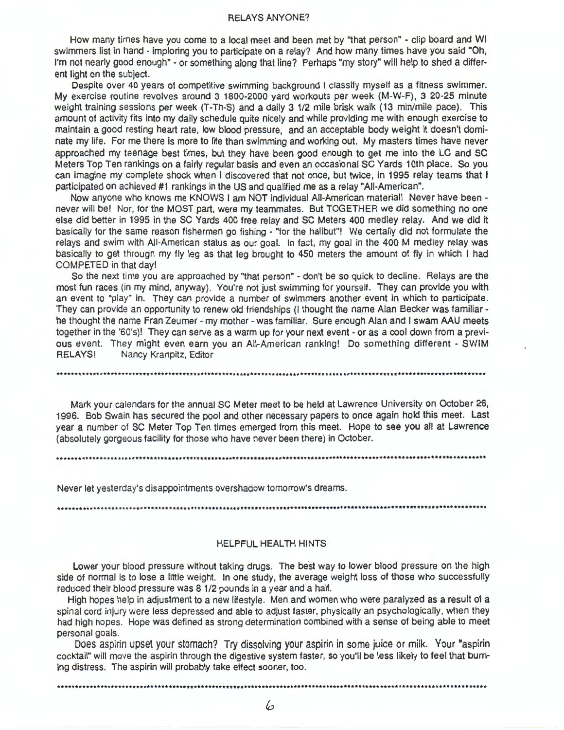## RELAYS ANYONE?

How many times have you come to a local meet and been met by "that person" - clip board and WI swimmers list in hand - imploring you to participate on a relay? And how many times have you said "Oh, I'm not nearly good enough" - or something along that line? Perhaps "my story" will help to shed a different light on the subject.

Despite over 40 years of competitive swimming background I classify myself as a fitness swimmer. My exercise routine revolves around 3 1800-2000 yard workouts per week (M-W-F), 3 20-25 minute weight training sessions per week (T-Th-S) and a daily 3 1/2 mile brisk walk (13 min/mile pace). This amount of activity fits into my daily schedule quite nicely and while providing me with enough exercise to maintain a good resting heart rate, low blood pressure, and an acceptable body weight it doesn't dominate my life. For me there is more to life than swimming and working out. My masters times have never approached my teenage best times, but they have been good enough to get me into the LC and SC Meters Top Ten rankings on a fairly regular basis and even an occasional SC Yards 10th place. So you can imagine my complete shock when I discovered that not once, but twice, in 1995 relay teams that I participated on achieved #1 rankings in the US and qualified me as a relay "All-American".

Now anyone who knows me KNOWS I am NOT individual All-American material! Never have been - never will be! Nor, for the MOST part, were my teammates. But TOGETHER we did something no one else did better in 1995 in the SC Yards 400 free relay and SC Meters 400 medley relay. And we did it basically for the same reason fishermen go fishing - "for the halibut"! We certaily did not formulate the relays and swim with All-American status as our goal. In fact, my goal in the 400 M medley relay was basically to get through my fly leg as that leg brought to 450 meters the amount of fly in which I had COMPETED in that day!

So the next time you are approached by "that person" - don't be so quick to decline. Relays are the most fun races (in my mind, anyway). You're not just swimming for yourself. They can provide you with an event to "play" in. They can provide a number of swimmers another event in which to participate. They can provide an opportunity to renew old friendships (I thought the name Alan Becker was familiar - he thought the name Fran Zeumer - my mother - was familiar. Sure enough Alan and I swam AAU meets together in the '60's)! They can serve as a warm up for your next event - or as a cool down from a previous event. They might even earn you an All-American ranking! Do something different - SWIM RELAYS! Nancy Kranpitz, Editor

---

Mark your calendars for the annual SC Meter meet to be held at Lawrence University on October 26, 1996. Bob Swain has secured the pool and other necessary papers to once again hold this meet. Last year a number of SC Meter Top Ten times emerged from this meet. Hope to see you all at Lawrence (absolutely gorgeous facility for those who have never been there) in October.

---

Never let yesterday's disappointments overshadow tomorrow's dreams.

---

## HELPFUL HEALTH HINTS

Lower your blood pressure without taking drugs. The best way to lower blood pressure on the high side of normal is to lose a little weight. In one study, the average weight loss of those who successfully reduced their blood pressure was 8 1/2 pounds in a year and a half.

High hopes help in adjustment to a new lifestyle. Men and women who were paralyzed as a result of a spinal cord injury were less depressed and able to adjust faster, physically an psychologically, when they had high hopes. Hope was defined as strong determination combined with a sense of being able to meet personal goals.

Does aspirin upset your stomach? Try dissolving your aspirin in some juice or milk. Your "aspirin cocktail" will move the aspirin through the digestive system faster, so you'll be less likely to feel that burning distress. The aspirin will probably take effect sooner, too.

---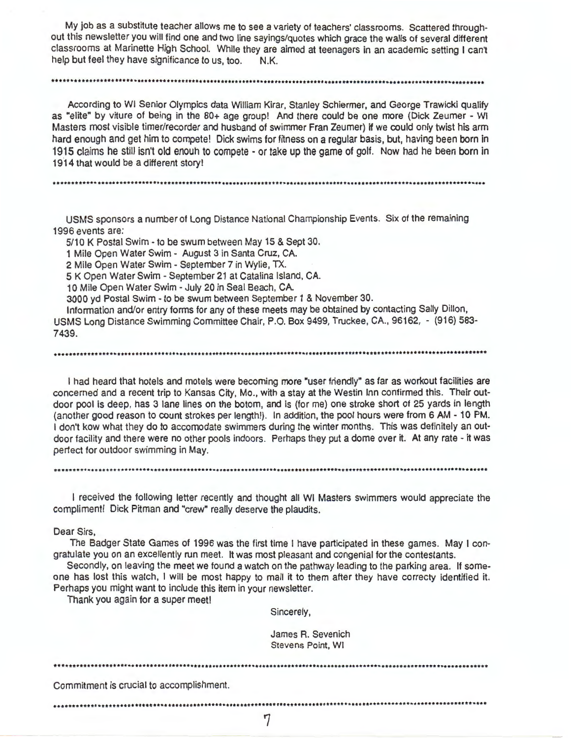My job as a substitute teacher allows me to see a variety of teachers' classrooms. Scattered throughout this newsletter you will find one and two line sayings/quotes which grace the walls of several different classrooms at Marinette High School. While they are aimed at teenagers in an academic setting I can't help but feel they have significance to us, too. N.K.

---

According to WI Senior Olympics data William Kirar, Stanley Schiermer, and George Trawicki qualify as "elite" by viture of being in the 80+ age group! And there could be one more (Dick Zeumer - WI Masters most visible timer/recorder and husband of swimmer Fran Zeumer) if we could only twist his arm hard enough and get him to compete! Dick swims for fitness on a regular basis, but, having been born in 1915 claims he still isn't old enouh to compete - or take up the game of golf. Now had he been born in 1914 that would be a different story!

---

USMS sponsors a number of Long Distance National Championship Events. Six of the remaining 1996 events are:

5/10 K Postal Swim - to be swum between May 15 & Sept 30.
1 Mile Open Water Swim - August 3 in Santa Cruz, CA.
2 Mile Open Water Swim - September 7 in Wylie, TX.
5 K Open Water Swim - September 21 at Catalina Island, CA.
10 Mile Open Water Swim - July 20 in Seal Beach, CA.
3000 yd Postal Swim - to be swum between September 1 & November 30.

Information and/or entry forms for any of these meets may be obtained by contacting Sally Dillon, USMS Long Distance Swimming Committee Chair, P.O. Box 9499, Truckee, CA., 96162, - (916) 583-7439.

---

I had heard that hotels and motels were becoming more "user friendly" as far as workout facilities are concerned and a recent trip to Kansas City, Mo., with a stay at the Westin Inn confirmed this. Their outdoor pool is deep, has 3 lane lines on the botom, and is (for me) one stroke short of 25 yards in length (another good reason to count strokes per length!). In addition, the pool hours were from 6 AM - 10 PM. I don't kow what they do to accomodate swimmers during the winter months. This was definitely an outdoor facility and there were no other pools indoors. Perhaps they put a dome over it. At any rate - it was perfect for outdoor swimming in May.

---

I received the following letter recently and thought all WI Masters swimmers would appreciate the compliment! Dick Pitman and "crew" really deserve the plaudits.

Dear Sirs,

The Badger State Games of 1996 was the first time I have participated in these games. May I congratulate you on an excellently run meet. It was most pleasant and congenial for the contestants.

Secondly, on leaving the meet we found a watch on the pathway leading to the parking area. If someone has lost this watch, I will be most happy to mail it to them after they have correcty identified it. Perhaps you might want to include this item in your newsletter.

Thank you again for a super meet!

Sincerely,

James R. Sevenich
Stevens Point, WI

---

Commitment is crucial to accomplishment.

---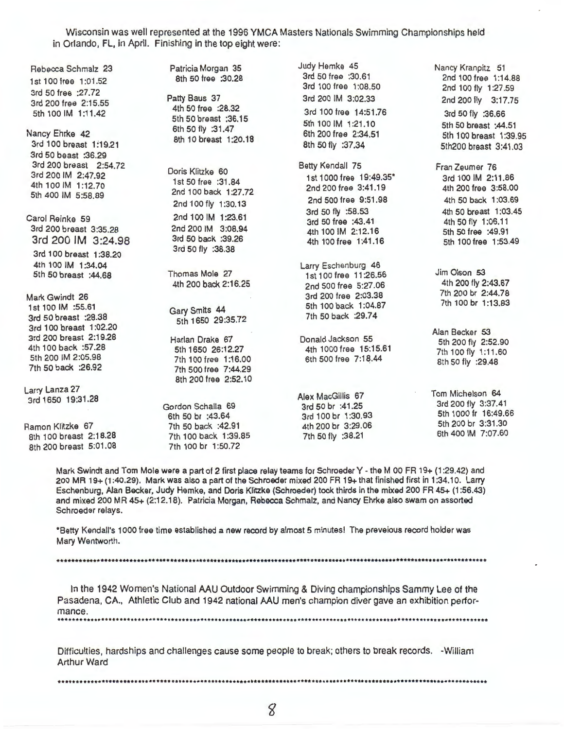Wisconsin was well represented at the 1996 YMCA Masters Nationals Swimming Championships held in Orlando, FL, in April. Finishing in the top eight were:

Rebecca Schmalz 23
1st 100 free 1:01.52
3rd 50 free :27.72
3rd 200 free 2:15.55
5th 100 IM 1:11.42

Nancy Ehrke 42
3rd 100 breast 1:19.21
3rd 50 beast :36.29
3rd 200 breast 2:54.72
3rd 200 IM 2:47.92
4th 100 IM 1:12.70
5th 400 IM 5:58.89

Carol Reinke 59
3rd 200 breast 3:35.28
3rd 200 IM 3:24.98
3rd 100 breast 1:38.20
4th 100 IM 1:34.04
5th 50 breast :44.68

Mark Gwindt 26
1st 100 IM :55.61
3rd 50 breast :28.38
3rd 100 breast 1:02.20
3rd 200 breast 2:19.28
4th 100 back :57.28
5th 200 IM 2:05.98
7th 50 back :26.92

Larry Lanza 27
3rd 1650 19:31.28

Ramon Klitzke 67
8th 100 breast 2:18.28
8th 200 breast 5:01.08

Patricia Morgan 35
8th 50 free :30.28

Patty Baus 37
4th 50 free :28.32
5th 50 breast :36.15
6th 50 fly :31.47
8th 10 breast 1:20.18

Doris Klitzke 60
1st 50 free :31.84
2nd 100 back 1:27.72
2nd 100 fly 1:30.13
2nd 100 IM 1:23.61
2nd 200 IM 3:08.94
3rd 50 back :39.26
3rd 50 fly :38.38

Thomas Mole 27
4th 200 back 2:16.25

Gary Smits 44
5th 1650 29:35.72

Harlan Drake 67
5th 1650 26:12.27
7th 100 free 1:16.00
7th 500 free 7:44.29
8th 200 free 2:52.10

Gordon Schalla 69
6th 50 br :43.64
7th 50 back :42.91
7th 100 back 1:39.85
7th 100 br 1:50.72

Judy Hemke 45
3rd 50 free :30.61
3rd 100 free 1:08.50
3rd 200 IM 3:02.33
3rd 100 free 14:51.76
5th 100 IM 1:21.10
6th 200 free 2:34.51
8th 50 fly :37.34

Betty Kendall 75
1st 1000 free 19:49.35*
2nd 200 free 3:41.19
2nd 500 free 9:51.98
3rd 50 fly :58.53
3rd 50 free :43.41
4th 100 IM 2:12.16
4th 100 free 1:41.16

Larry Eschenburg 46
1st 100 free 11:26.56
2nd 500 free 5:27.06
3rd 200 free 2:03.38
5th 100 back 1:04.87
7th 50 back :29.74

Donald Jackson 55
4th 1000 free 15:15.61
6th 500 free 7:18.44

Alex MacGillis 67
3rd 50 br :41.25
3rd 100 br 1:30.93
4th 200 br 3:29.06
7th 50 fly :38.21

Nancy Kranpitz 51
2nd 100 free 1:14.88
2nd 100 fly 1:27.59
2nd 200 fly 3:17.75
3rd 50 fly :36.66
5th 50 breast :44.51
5th 100 breast 1:39.95
5th200 breast 3:41.03

Fran Zeumer 76
3rd 100 IM 2:11.86
4th 200 free 3:58.00
4th 50 back 1:03.69
4th 50 breast 1:03.45
4th 50 fly 1:06.11
5th 50 free :49.91
5th 100 free 1:53.49

Jim Olson 53
4th 200 fly 2:43.67
7th 200 br 2:44.78
7th 100 br 1:13.83

Alan Becker 53
5th 200 fly 2:52.90
7th 100 fly 1:11.60
8th 50 fly :29.48

Tom Michelson 64
3rd 200 fly 3:37.41
5th 1000 fr 16:49.66
5th 200 br 3:31.30
6th 400 IM 7:07.60

Mark Swindt and Tom Mole were a part of 2 first place relay teams for Schroeder Y - the M 00 FR 19+ (1:29.42) and 200 MR 19+ (1:40.29). Mark was also a part of the Schroeder mixed 200 FR 19+ that finished first in 1:34.10. Larry Eschenburg, Alan Becker, Judy Hemke, and Doris Klitzke (Schroeder) took thirds in the mixed 200 FR 45+ (1:56.43) and mixed 200 MR 45+ (2:12.18). Patricia Morgan, Rebecca Schmalz, and Nancy Ehrke also swam on assorted Schroeder relays.

*Betty Kendall's 1000 free time established a new record by almost 5 minutes! The preveious record holder was Mary Wentworth.

---

In the 1942 Women's National AAU Outdoor Swimming & Diving championships Sammy Lee of the Pasadena, CA., Athletic Club and 1942 national AAU men's champion diver gave an exhibition performance.

---

Difficulties, hardships and challenges cause some people to break; others to break records. -William Arthur Ward

---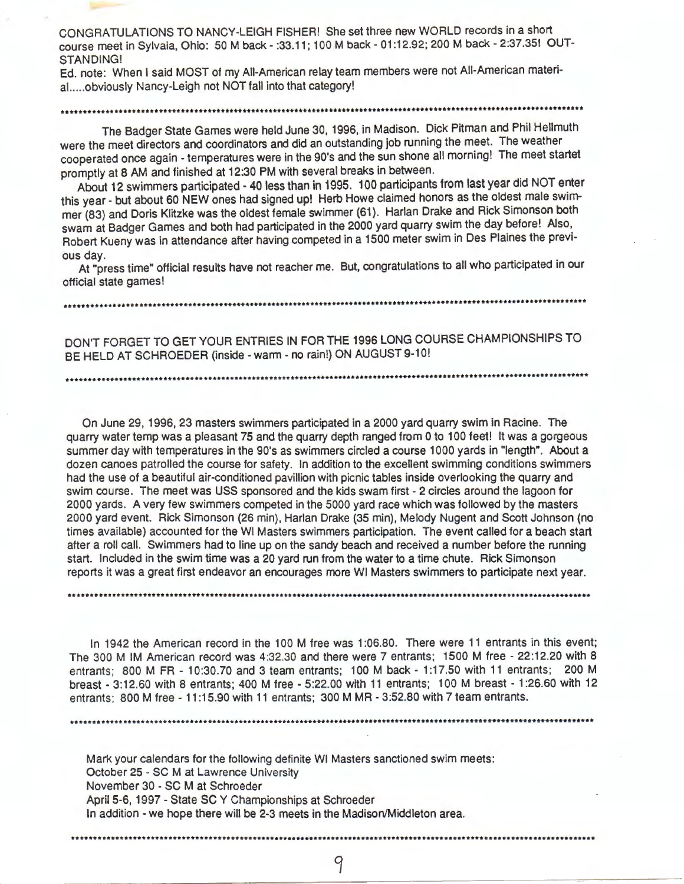CONGRATULATIONS TO NANCY-LEIGH FISHER! She set three new WORLD records in a short course meet in Sylvaia, Ohio: 50 M back - :33.11; 100 M back - 01:12.92; 200 M back - 2:37.35! OUT-STANDING!

Ed. note: When I said MOST of my All-American relay team members were not All-American materi-al.....obviously Nancy-Leigh not NOT fall into that category!

\*\*\*\*\*\*\*\*\*\*\*\*\*\*\*\*\*\*\*\*\*\*\*\*\*\*\*\*\*\*\*\*\*\*\*\*\*\*\*\*\*\*\*\*\*\*\*\*\*\*\*\*\*\*\*\*\*\*\*\*\*\*\*\*\*\*\*\*\*\*\*\*\*\*\*\*\*\*\*\*

The Badger State Games were held June 30, 1996, in Madison. Dick Pitman and Phil Hellmuth were the meet directors and coordinators and did an outstanding job running the meet. The weather cooperated once again - temperatures were in the 90's and the sun shone all morning! The meet startet promptly at 8 AM and finished at 12:30 PM with several breaks in between.

About 12 swimmers participated - 40 less than in 1995. 100 participants from last year did NOT enter this year - but about 60 NEW ones had signed up! Herb Howe claimed honors as the oldest male swimmer (83) and Doris Klitzke was the oldest female swimmer (61). Harlan Drake and Rick Simonson both swam at Badger Games and both had participated in the 2000 yard quarry swim the day before! Also, Robert Kueny was in attendance after having competed in a 1500 meter swim in Des Plaines the previous day.

At "press time" official results have not reacher me. But, congratulations to all who participated in our official state games!

\*\*\*\*\*\*\*\*\*\*\*\*\*\*\*\*\*\*\*\*\*\*\*\*\*\*\*\*\*\*\*\*\*\*\*\*\*\*\*\*\*\*\*\*\*\*\*\*\*\*\*\*\*\*\*\*\*\*\*\*\*\*\*\*\*\*\*\*\*\*\*\*\*\*\*\*\*\*\*\*

DON'T FORGET TO GET YOUR ENTRIES IN FOR THE 1996 LONG COURSE CHAMPIONSHIPS TO BE HELD AT SCHROEDER (inside - warm - no rain!) ON AUGUST 9-10!

\*\*\*\*\*\*\*\*\*\*\*\*\*\*\*\*\*\*\*\*\*\*\*\*\*\*\*\*\*\*\*\*\*\*\*\*\*\*\*\*\*\*\*\*\*\*\*\*\*\*\*\*\*\*\*\*\*\*\*\*\*\*\*\*\*\*\*\*\*\*\*\*\*\*\*\*\*\*\*\*

On June 29, 1996, 23 masters swimmers participated in a 2000 yard quarry swim in Racine. The quarry water temp was a pleasant 75 and the quarry depth ranged from 0 to 100 feet! It was a gorgeous summer day with temperatures in the 90's as swimmers circled a course 1000 yards in "length". About a dozen canoes patrolled the course for safety. In addition to the excellent swimming conditions swimmers had the use of a beautiful air-conditioned pavillion with picnic tables inside overlooking the quarry and swim course. The meet was USS sponsored and the kids swam first - 2 circles around the lagoon for 2000 yards. A very few swimmers competed in the 5000 yard race which was followed by the masters 2000 yard event. Rick Simonson (26 min), Harlan Drake (35 min), Melody Nugent and Scott Johnson (no times available) accounted for the WI Masters swimmers participation. The event called for a beach start after a roll call. Swimmers had to line up on the sandy beach and received a number before the running start. Included in the swim time was a 20 yard run from the water to a time chute. Rick Simonson reports it was a great first endeavor an encourages more WI Masters swimmers to participate next year.

\*\*\*\*\*\*\*\*\*\*\*\*\*\*\*\*\*\*\*\*\*\*\*\*\*\*\*\*\*\*\*\*\*\*\*\*\*\*\*\*\*\*\*\*\*\*\*\*\*\*\*\*\*\*\*\*\*\*\*\*\*\*\*\*\*\*\*\*\*\*\*\*\*\*\*\*\*\*\*\*

In 1942 the American record in the 100 M free was 1:06.80. There were 11 entrants in this event; The 300 M IM American record was 4:32.30 and there were 7 entrants; 1500 M free - 22:12.20 with 8 entrants; 800 M FR - 10:30.70 and 3 team entrants; 100 M back - 1:17.50 with 11 entrants; 200 M breast - 3:12.60 with 8 entrants; 400 M free - 5:22.00 with 11 entrants; 100 M breast - 1:26.60 with 12 entrants; 800 M free - 11:15.90 with 11 entrants; 300 M MR - 3:52.80 with 7 team entrants.

\*\*\*\*\*\*\*\*\*\*\*\*\*\*\*\*\*\*\*\*\*\*\*\*\*\*\*\*\*\*\*\*\*\*\*\*\*\*\*\*\*\*\*\*\*\*\*\*\*\*\*\*\*\*\*\*\*\*\*\*\*\*\*\*\*\*\*\*\*\*\*\*\*\*\*\*\*\*\*\*

Mark your calendars for the following definite WI Masters sanctioned swim meets:
October 25 - SC M at Lawrence University
November 30 - SC M at Schroeder
April 5-6, 1997 - State SC Y Championships at Schroeder
In addition - we hope there will be 2-3 meets in the Madison/Middleton area.

\*\*\*\*\*\*\*\*\*\*\*\*\*\*\*\*\*\*\*\*\*\*\*\*\*\*\*\*\*\*\*\*\*\*\*\*\*\*\*\*\*\*\*\*\*\*\*\*\*\*\*\*\*\*\*\*\*\*\*\*\*\*\*\*\*\*\*\*\*\*\*\*\*\*\*\*\*\*\*\*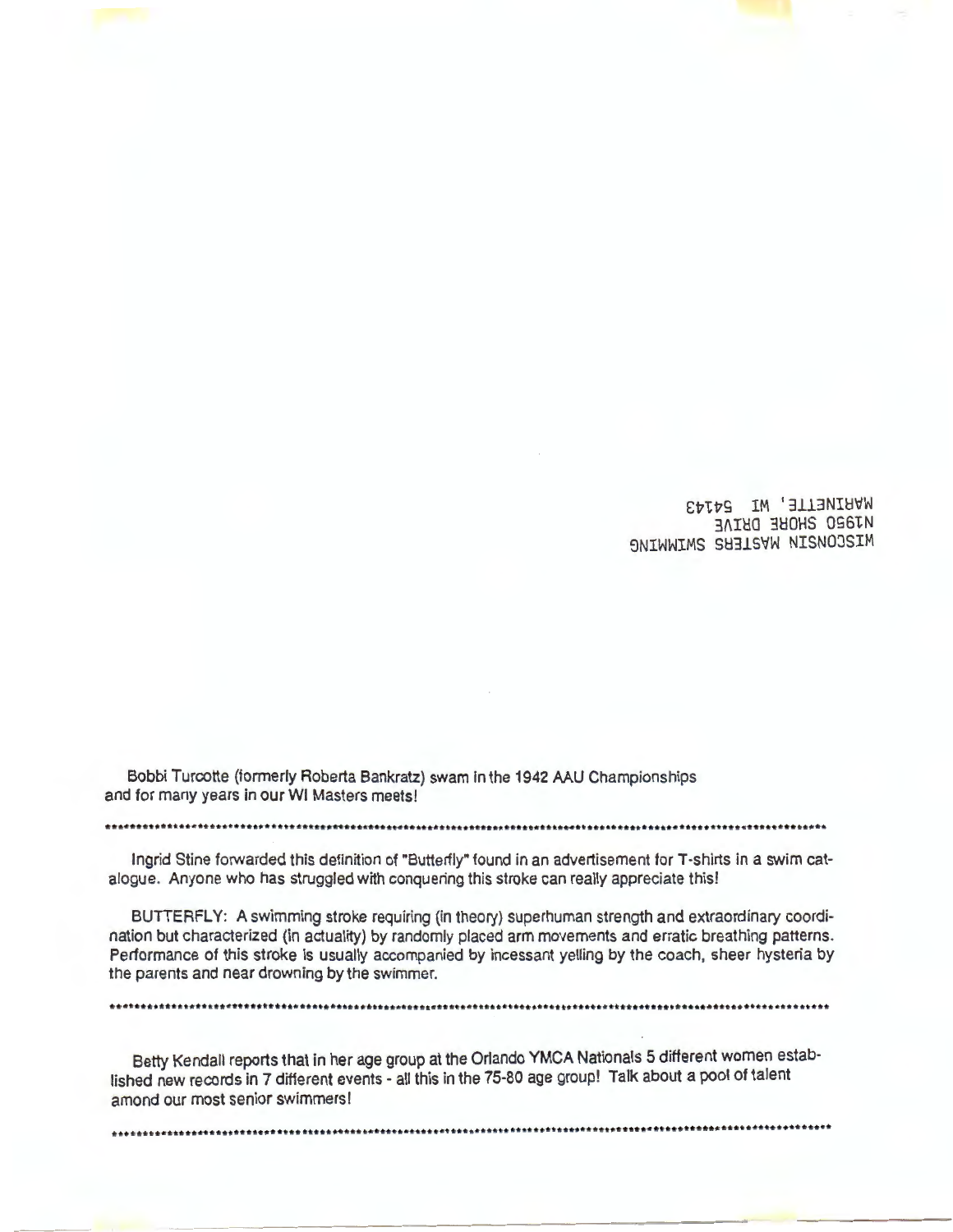WISCONSIN MASTERS SWIMMING
N1950 SHORE DRIVE
MARINETTE, WI 54143

Bobbi Turcotte (formerly Roberta Bankratz) swam in the 1942 AAU Championships and for many years in our WI Masters meets!

---

Ingrid Stine forwarded this definition of "Butterfly" found in an advertisement for T-shirts in a swim catalogue. Anyone who has struggled with conquering this stroke can really appreciate this!

BUTTERFLY: A swimming stroke requiring (in theory) superhuman strength and extraordinary coordination but characterized (in actuality) by randomly placed arm movements and erratic breathing patterns. Performance of this stroke is usually accompanied by incessant yelling by the coach, sheer hysteria by the parents and near drowning by the swimmer.

---

Betty Kendall reports that in her age group at the Orlando YMCA Nationals 5 different women established new records in 7 different events - all this in the 75-80 age group! Talk about a pool of talent amond our most senior swimmers!

---